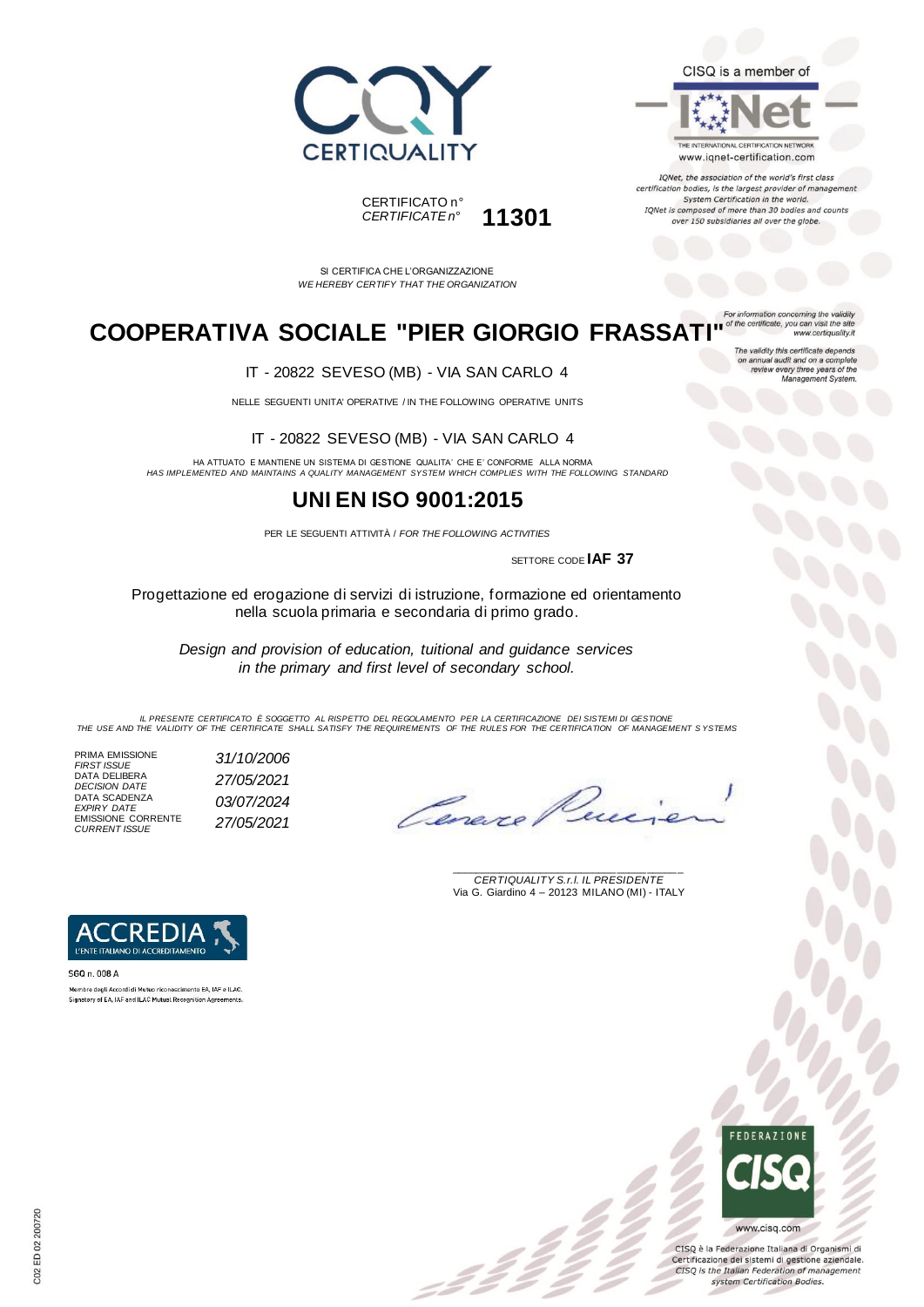CERTIQUALITY

CISQ is a member of

IQNet

THE INTERNATIONAL CERTIFICATION NETWORK
www.iqnet-certification.com

*IQNet, the association of the world's first class certification bodies, is the largest provider of management System Certification in the world. IQNet is composed of more than 30 bodies and counts over 150 subsidiaries all over the globe.*

CERTIFICATO n°
*CERTIFICATE n°* **11301**

SI CERTIFICA CHE L'ORGANIZZAZIONE
*WE HEREBY CERTIFY THAT THE ORGANIZATION*

*For information concerning the validity of the certificate, you can visit the site www.certiquality.it*

*The validity this certificate depends on annual audit and on a complete review every three years of the Management System.*

# COOPERATIVA SOCIALE "PIER GIORGIO FRASSATI"

IT - 20822 SEVESO (MB) - VIA SAN CARLO 4

NELLE SEGUENTI UNITA' OPERATIVE / IN THE FOLLOWING OPERATIVE UNITS

IT - 20822 SEVESO (MB) - VIA SAN CARLO 4

HA ATTUATO E MANTIENE UN SISTEMA DI GESTIONE QUALITA' CHE E' CONFORME ALLA NORMA
*HAS IMPLEMENTED AND MAINTAINS A QUALITY MANAGEMENT SYSTEM WHICH COMPLIES WITH THE FOLLOWING STANDARD*

## UNI EN ISO 9001:2015

PER LE SEGUENTI ATTIVITÀ / *FOR THE FOLLOWING ACTIVITIES*

SETTORE CODE **IAF 37**

Progettazione ed erogazione di servizi di istruzione, formazione ed orientamento nella scuola primaria e secondaria di primo grado.

*Design and provision of education, tuitional and guidance services in the primary and first level of secondary school.*

*IL PRESENTE CERTIFICATO È SOGGETTO AL RISPETTO DEL REGOLAMENTO PER LA CERTIFICAZIONE DEI SISTEMI DI GESTIONE*
*THE USE AND THE VALIDITY OF THE CERTIFICATE SHALL SATISFY THE REQUIREMENTS OF THE RULES FOR THE CERTIFICATION OF MANAGEMENT SYSTEMS*

| | |
|---|---|
| PRIMA EMISSIONE *FIRST ISSUE* | *31/10/2006* |
| DATA DELIBERA *DECISION DATE* | *27/05/2021* |
| DATA SCADENZA *EXPIRY DATE* | *03/07/2024* |
| EMISSIONE CORRENTE *CURRENT ISSUE* | *27/05/2021* |

*CERTIQUALITY S.r.l. IL PRESIDENTE*
Via G. Giardino 4 – 20123 MILANO (MI) - ITALY

ACCREDIA
L'ENTE ITALIANO DI ACCREDITAMENTO

SGQ n. 008 A

Membro degli Accordi di Mutuo riconoscimento EA, IAF e ILAC.
Signatory of EA, IAF and ILAC Mutual Recognition Agreements.

FEDERAZIONE CISQ

www.cisq.com

CISQ è la Federazione Italiana di Organismi di Certificazione dei sistemi di gestione aziendale.
*CISQ is the Italian Federation of management system Certification Bodies.*

C02 ED 02 200720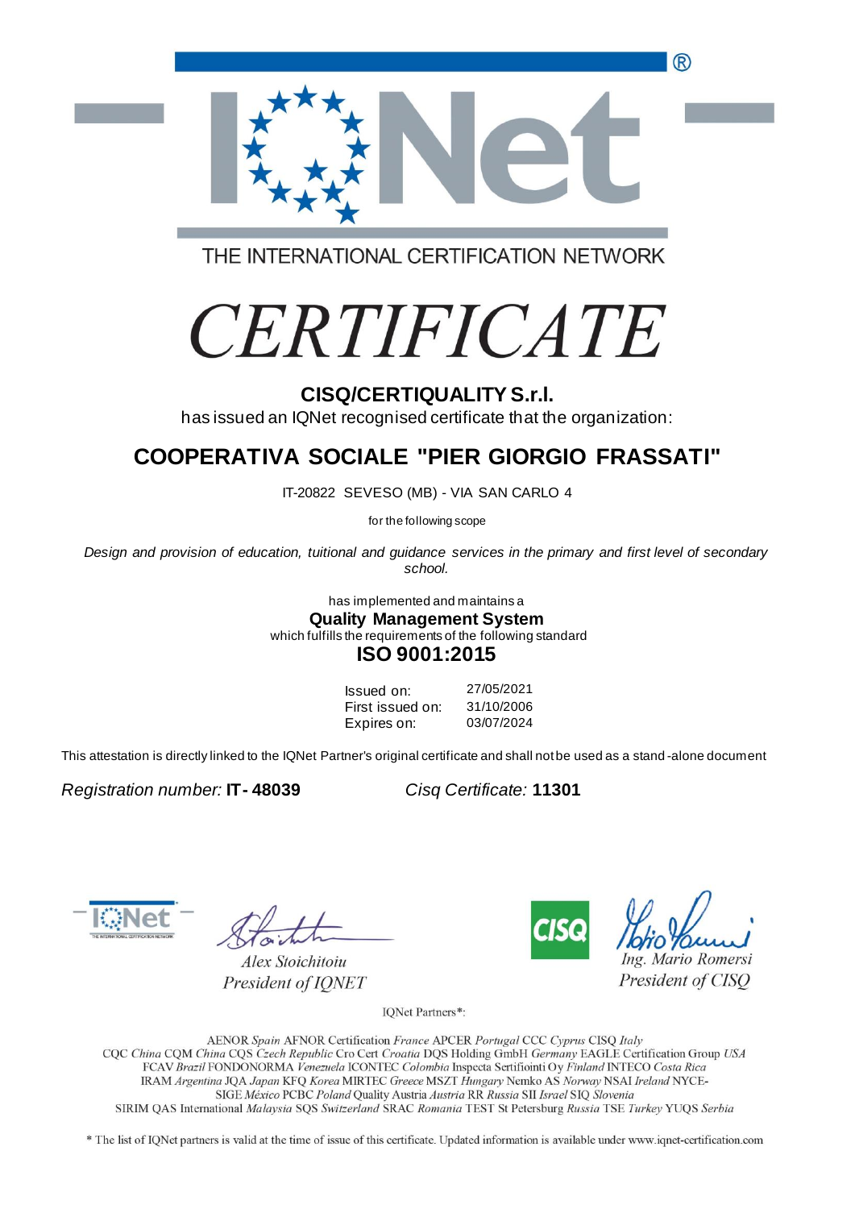THE INTERNATIONAL CERTIFICATION NETWORK

# CERTIFICATE

## CISQ/CERTIQUALITY S.r.l.

has issued an IQNet recognised certificate that the organization:

## COOPERATIVA SOCIALE "PIER GIORGIO FRASSATI"

IT-20822 SEVESO (MB) - VIA SAN CARLO 4

for the following scope

*Design and provision of education, tuitional and guidance services in the primary and first level of secondary school.*

has implemented and maintains a

**Quality Management System**

which fulfills the requirements of the following standard

**ISO 9001:2015**

| | |
|---|---|
| Issued on: | 27/05/2021 |
| First issued on: | 31/10/2006 |
| Expires on: | 03/07/2024 |

This attestation is directly linked to the IQNet Partner's original certificate and shall not be used as a stand-alone document

*Registration number:* **IT - 48039** *Cisq Certificate:* **11301**

*Alex Stoichitoiu*
*President of IQNET*

*Ing. Mario Romersi*
*President of CISQ*

IQNet Partners*:

AENOR *Spain* AFNOR Certification *France* APCER *Portugal* CCC *Cyprus* CISQ *Italy*
CQC *China* CQM *China* CQS *Czech Republic* Cro Cert *Croatia* DQS Holding GmbH *Germany* EAGLE Certification Group *USA*
FCAV *Brazil* FONDONORMA *Venezuela* ICONTEC *Colombia* Inspecta Sertifiointi Oy *Finland* INTECO *Costa Rica*
IRAM *Argentina* JQA *Japan* KFQ *Korea* MIRTEC *Greece* MSZT *Hungary* Nemko AS *Norway* NSAI *Ireland* NYCE-SIGE *México* PCBC *Poland* Quality Austria *Austria* RR *Russia* SII *Israel* SIQ *Slovenia*
SIRIM QAS International *Malaysia* SQS *Switzerland* SRAC *Romania* TEST St Petersburg *Russia* TSE *Turkey* YUQS *Serbia*

* The list of IQNet partners is valid at the time of issue of this certificate. Updated information is available under www.iqnet-certification.com